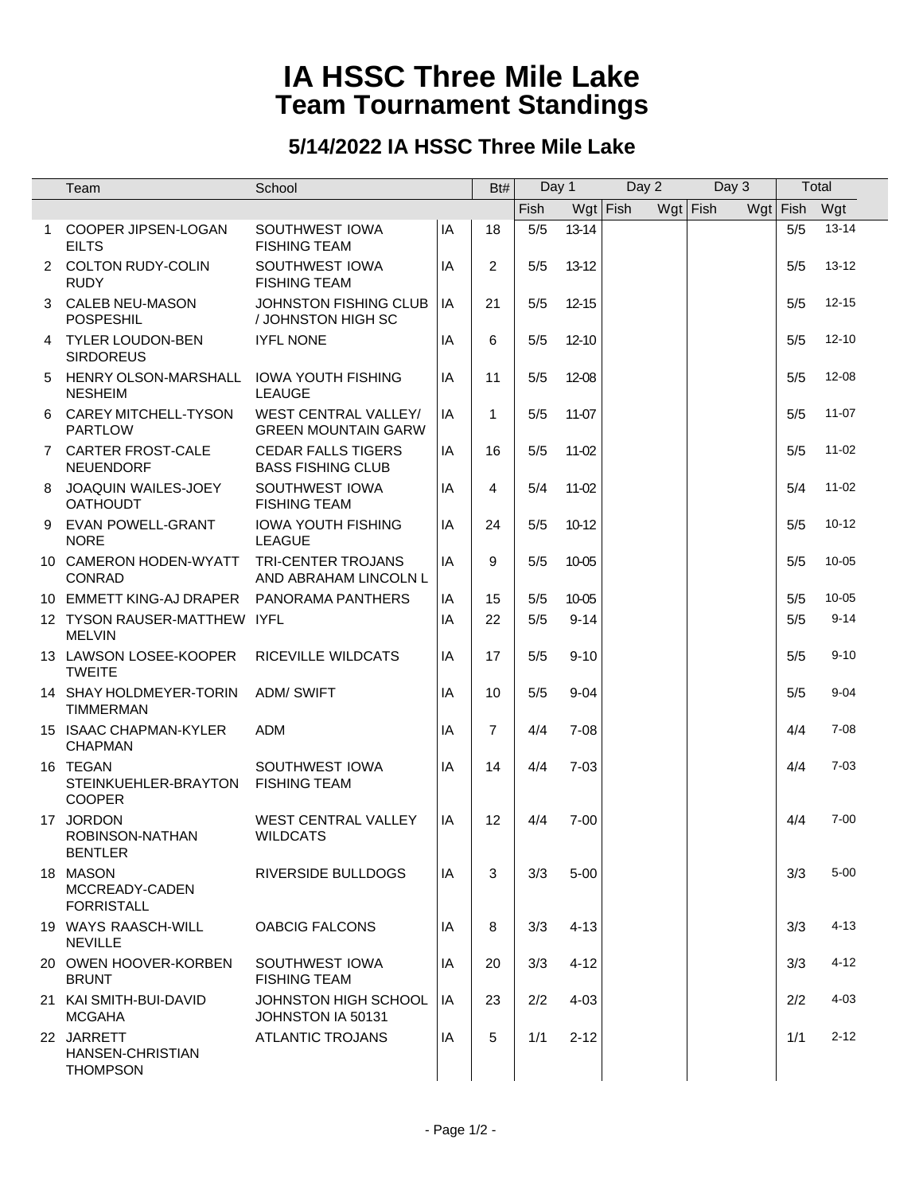# IA HSSC Three Mile Lake
# Team Tournament Standings

## 5/14/2022 IA HSSC Three Mile Lake

| | Team | School | | Bt# | Day 1 | | Day 2 | | Day 3 | | Total | |
|---|---|---|---|---|---|---|---|---|---|---|---|---|
| | | | | | Fish | Wgt | Fish | Wgt | Fish | Wgt | Fish | Wgt |
| 1 | COOPER JIPSEN-LOGAN EILTS | SOUTHWEST IOWA FISHING TEAM | IA | 18 | 5/5 | 13-14 | | | | | 5/5 | 13-14 |
| 2 | COLTON RUDY-COLIN RUDY | SOUTHWEST IOWA FISHING TEAM | IA | 2 | 5/5 | 13-12 | | | | | 5/5 | 13-12 |
| 3 | CALEB NEU-MASON POSPESHIL | JOHNSTON FISHING CLUB / JOHNSTON HIGH SC | IA | 21 | 5/5 | 12-15 | | | | | 5/5 | 12-15 |
| 4 | TYLER LOUDON-BEN SIRDOREUS | IYFL NONE | IA | 6 | 5/5 | 12-10 | | | | | 5/5 | 12-10 |
| 5 | HENRY OLSON-MARSHALL NESHEIM | IOWA YOUTH FISHING LEAUGE | IA | 11 | 5/5 | 12-08 | | | | | 5/5 | 12-08 |
| 6 | CAREY MITCHELL-TYSON PARTLOW | WEST CENTRAL VALLEY/ GREEN MOUNTAIN GARW | IA | 1 | 5/5 | 11-07 | | | | | 5/5 | 11-07 |
| 7 | CARTER FROST-CALE NEUENDORF | CEDAR FALLS TIGERS BASS FISHING CLUB | IA | 16 | 5/5 | 11-02 | | | | | 5/5 | 11-02 |
| 8 | JOAQUIN WAILES-JOEY OATHOUDT | SOUTHWEST IOWA FISHING TEAM | IA | 4 | 5/4 | 11-02 | | | | | 5/4 | 11-02 |
| 9 | EVAN POWELL-GRANT NORE | IOWA YOUTH FISHING LEAGUE | IA | 24 | 5/5 | 10-12 | | | | | 5/5 | 10-12 |
| 10 | CAMERON HODEN-WYATT CONRAD | TRI-CENTER TROJANS AND ABRAHAM LINCOLN L | IA | 9 | 5/5 | 10-05 | | | | | 5/5 | 10-05 |
| 10 | EMMETT KING-AJ DRAPER | PANORAMA PANTHERS | IA | 15 | 5/5 | 10-05 | | | | | 5/5 | 10-05 |
| 12 | TYSON RAUSER-MATTHEW MELVIN | IYFL | IA | 22 | 5/5 | 9-14 | | | | | 5/5 | 9-14 |
| 13 | LAWSON LOSEE-KOOPER TWEITE | RICEVILLE WILDCATS | IA | 17 | 5/5 | 9-10 | | | | | 5/5 | 9-10 |
| 14 | SHAY HOLDMEYER-TORIN TIMMERMAN | ADM/ SWIFT | IA | 10 | 5/5 | 9-04 | | | | | 5/5 | 9-04 |
| 15 | ISAAC CHAPMAN-KYLER CHAPMAN | ADM | IA | 7 | 4/4 | 7-08 | | | | | 4/4 | 7-08 |
| 16 | TEGAN STEINKUEHLER-BRAYTON COOPER | SOUTHWEST IOWA FISHING TEAM | IA | 14 | 4/4 | 7-03 | | | | | 4/4 | 7-03 |
| 17 | JORDON ROBINSON-NATHAN BENTLER | WEST CENTRAL VALLEY WILDCATS | IA | 12 | 4/4 | 7-00 | | | | | 4/4 | 7-00 |
| 18 | MASON MCCREADY-CADEN FORRISTALL | RIVERSIDE BULLDOGS | IA | 3 | 3/3 | 5-00 | | | | | 3/3 | 5-00 |
| 19 | WAYS RAASCH-WILL NEVILLE | OABCIG FALCONS | IA | 8 | 3/3 | 4-13 | | | | | 3/3 | 4-13 |
| 20 | OWEN HOOVER-KORBEN BRUNT | SOUTHWEST IOWA FISHING TEAM | IA | 20 | 3/3 | 4-12 | | | | | 3/3 | 4-12 |
| 21 | KAI SMITH-BUI-DAVID MCGAHA | JOHNSTON HIGH SCHOOL JOHNSTON IA 50131 | IA | 23 | 2/2 | 4-03 | | | | | 2/2 | 4-03 |
| 22 | JARRETT HANSEN-CHRISTIAN THOMPSON | ATLANTIC TROJANS | IA | 5 | 1/1 | 2-12 | | | | | 1/1 | 2-12 |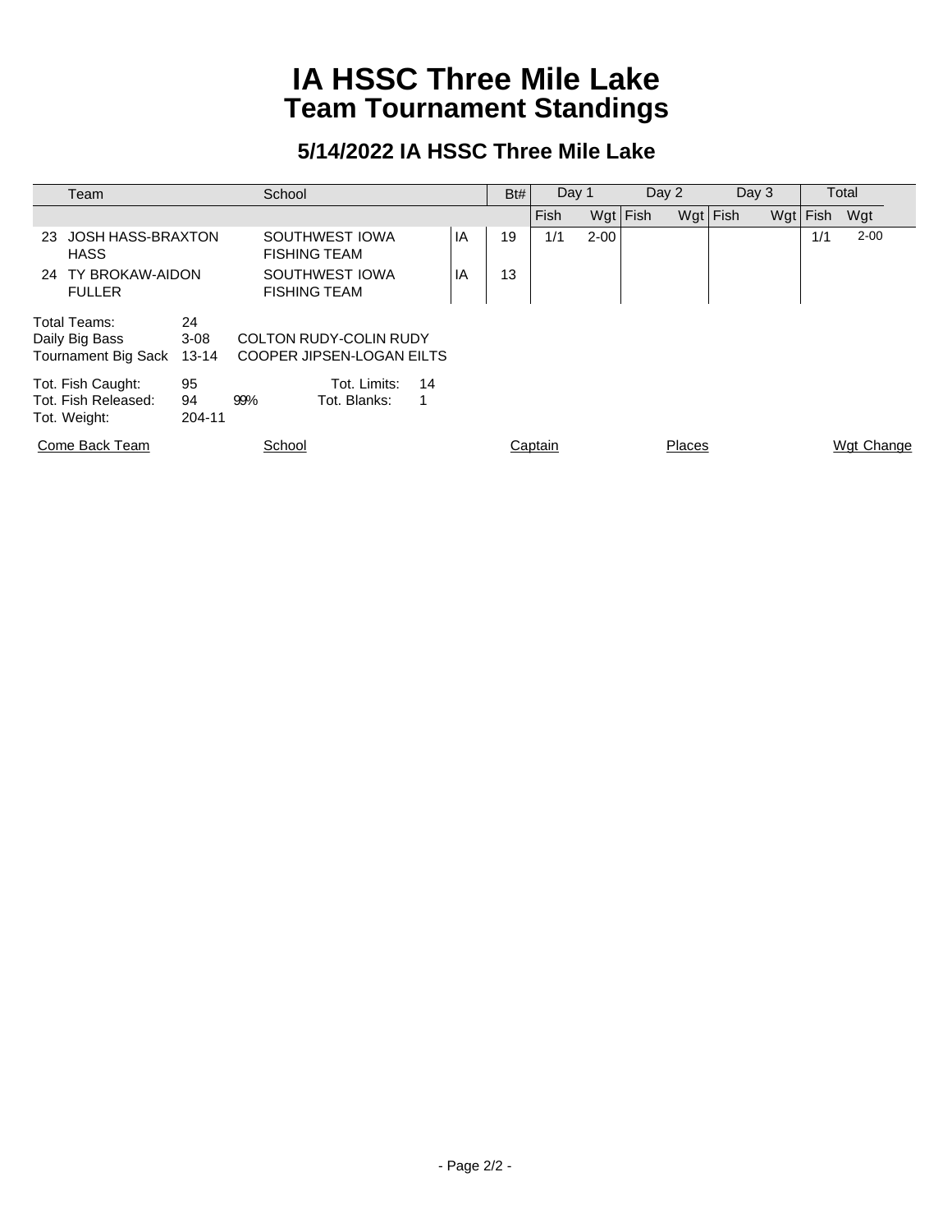# IA HSSC Three Mile Lake
## Team Tournament Standings

### 5/14/2022 IA HSSC Three Mile Lake

| | Team | School | | Bt# | Day 1 | | Day 2 | | Day 3 | | Total | |
|---|---|---|---|---|---|---|---|---|---|---|---|---|
| | | | | | Fish | Wgt | Fish | Wgt | Fish | Wgt | Fish | Wgt |
| 23 | JOSH HASS-BRAXTON HASS | SOUTHWEST IOWA FISHING TEAM | IA | 19 | 1/1 | 2-00 | | | | | 1/1 | 2-00 |
| 24 | TY BROKAW-AIDON FULLER | SOUTHWEST IOWA FISHING TEAM | IA | 13 | | | | | | | | |

| | | |
|---|---|---|
| Total Teams: | 24 | |
| Daily Big Bass | 3-08 | COLTON RUDY-COLIN RUDY |
| Tournament Big Sack | 13-14 | COOPER JIPSEN-LOGAN EILTS |

| | | | | |
|---|---|---|---|---|
| Tot. Fish Caught: | 95 | | Tot. Limits: | 14 |
| Tot. Fish Released: | 94 | 99% | Tot. Blanks: | 1 |
| Tot. Weight: | 204-11 | | | |

| Come Back Team | School | Captain | Places | Wgt Change |
|---|---|---|---|---|